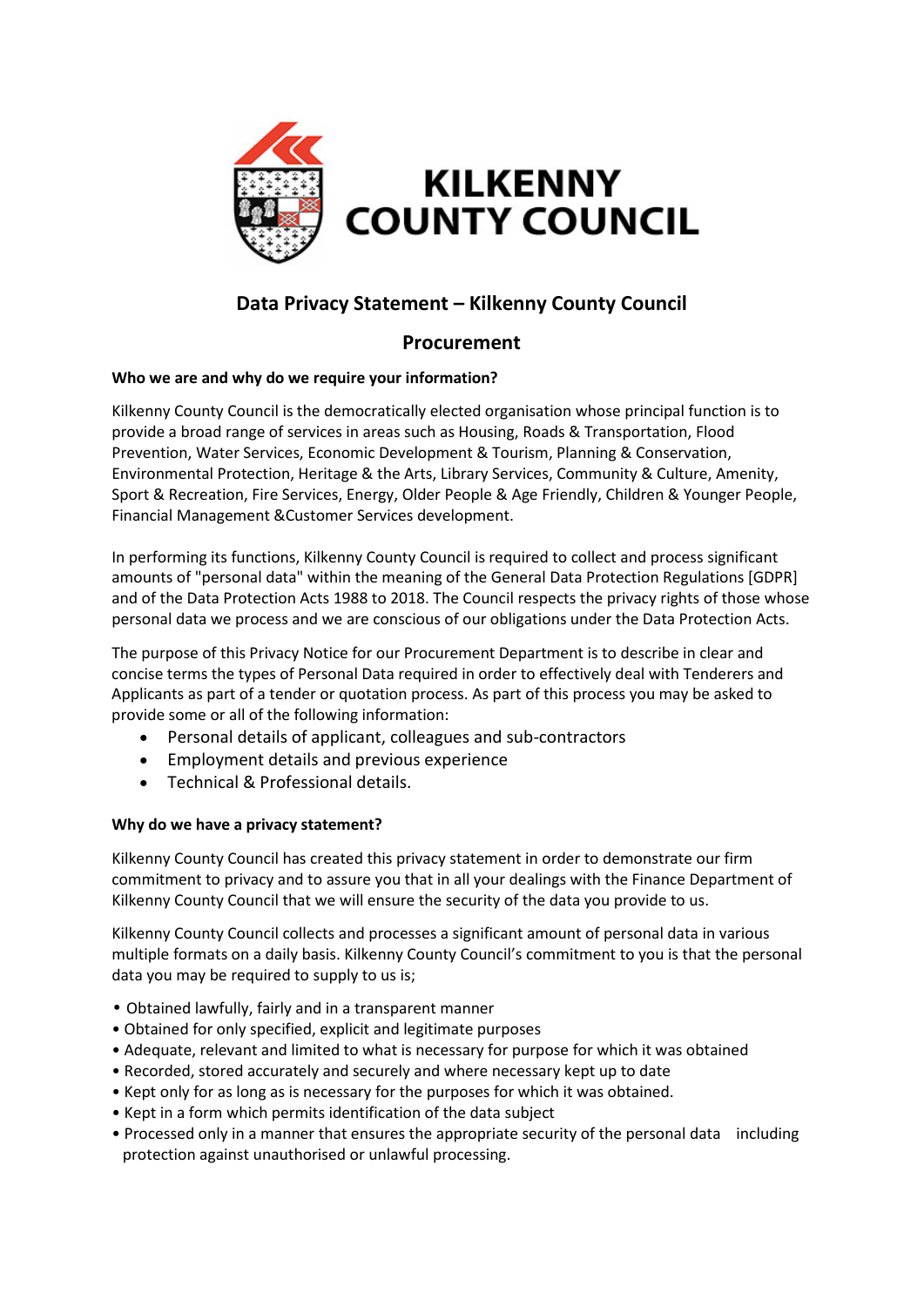# KILKENNY COUNTY COUNCIL

## Data Privacy Statement – Kilkenny County Council

## Procurement

**Who we are and why do we require your information?**

Kilkenny County Council is the democratically elected organisation whose principal function is to provide a broad range of services in areas such as Housing, Roads & Transportation, Flood Prevention, Water Services, Economic Development & Tourism, Planning & Conservation, Environmental Protection, Heritage & the Arts, Library Services, Community & Culture, Amenity, Sport & Recreation, Fire Services, Energy, Older People & Age Friendly, Children & Younger People, Financial Management &Customer Services development.

In performing its functions, Kilkenny County Council is required to collect and process significant amounts of "personal data" within the meaning of the General Data Protection Regulations [GDPR] and of the Data Protection Acts 1988 to 2018. The Council respects the privacy rights of those whose personal data we process and we are conscious of our obligations under the Data Protection Acts.

The purpose of this Privacy Notice for our Procurement Department is to describe in clear and concise terms the types of Personal Data required in order to effectively deal with Tenderers and Applicants as part of a tender or quotation process. As part of this process you may be asked to provide some or all of the following information:

- Personal details of applicant, colleagues and sub-contractors
- Employment details and previous experience
- Technical & Professional details.

**Why do we have a privacy statement?**

Kilkenny County Council has created this privacy statement in order to demonstrate our firm commitment to privacy and to assure you that in all your dealings with the Finance Department of Kilkenny County Council that we will ensure the security of the data you provide to us.

Kilkenny County Council collects and processes a significant amount of personal data in various multiple formats on a daily basis. Kilkenny County Council's commitment to you is that the personal data you may be required to supply to us is;

- Obtained lawfully, fairly and in a transparent manner
- Obtained for only specified, explicit and legitimate purposes
- Adequate, relevant and limited to what is necessary for purpose for which it was obtained
- Recorded, stored accurately and securely and where necessary kept up to date
- Kept only for as long as is necessary for the purposes for which it was obtained.
- Kept in a form which permits identification of the data subject
- Processed only in a manner that ensures the appropriate security of the personal data including protection against unauthorised or unlawful processing.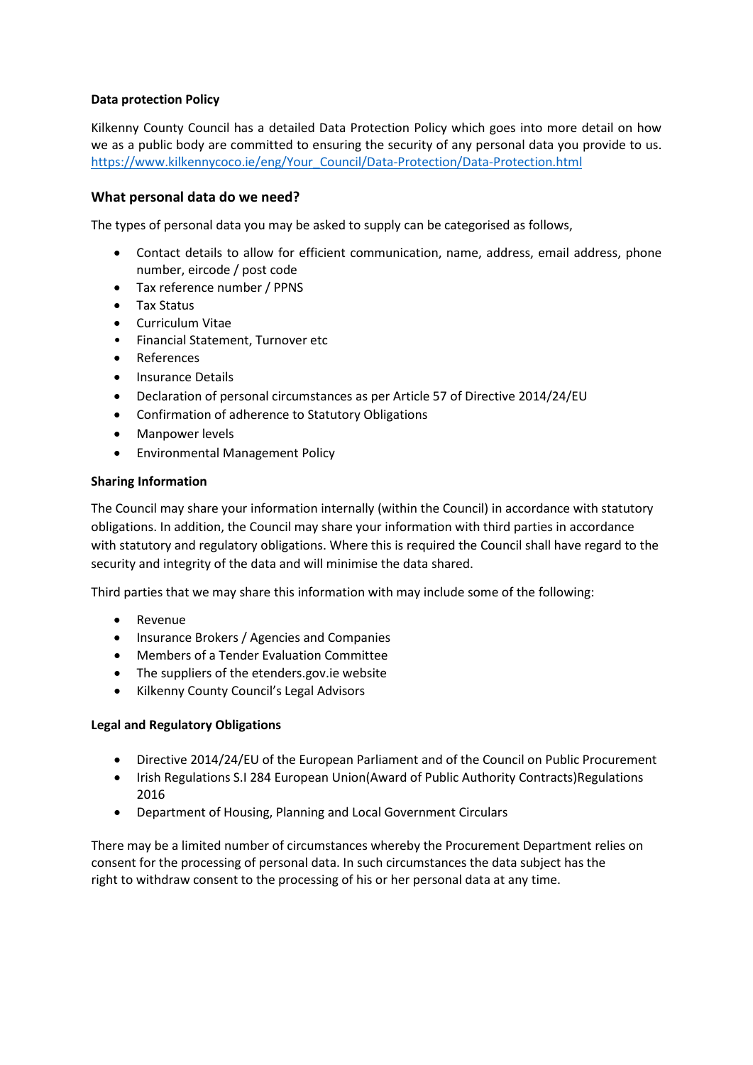**Data protection Policy**

Kilkenny County Council has a detailed Data Protection Policy which goes into more detail on how we as a public body are committed to ensuring the security of any personal data you provide to us. https://www.kilkennycoco.ie/eng/Your_Council/Data-Protection/Data-Protection.html

## What personal data do we need?

The types of personal data you may be asked to supply can be categorised as follows,

- Contact details to allow for efficient communication, name, address, email address, phone number, eircode / post code
- Tax reference number / PPNS
- Tax Status
- Curriculum Vitae
- Financial Statement, Turnover etc
- References
- Insurance Details
- Declaration of personal circumstances as per Article 57 of Directive 2014/24/EU
- Confirmation of adherence to Statutory Obligations
- Manpower levels
- Environmental Management Policy

**Sharing Information**

The Council may share your information internally (within the Council) in accordance with statutory obligations. In addition, the Council may share your information with third parties in accordance with statutory and regulatory obligations. Where this is required the Council shall have regard to the security and integrity of the data and will minimise the data shared.

Third parties that we may share this information with may include some of the following:

- Revenue
- Insurance Brokers / Agencies and Companies
- Members of a Tender Evaluation Committee
- The suppliers of the etenders.gov.ie website
- Kilkenny County Council's Legal Advisors

**Legal and Regulatory Obligations**

- Directive 2014/24/EU of the European Parliament and of the Council on Public Procurement
- Irish Regulations S.I 284 European Union(Award of Public Authority Contracts)Regulations 2016
- Department of Housing, Planning and Local Government Circulars

There may be a limited number of circumstances whereby the Procurement Department relies on consent for the processing of personal data. In such circumstances the data subject has the right to withdraw consent to the processing of his or her personal data at any time.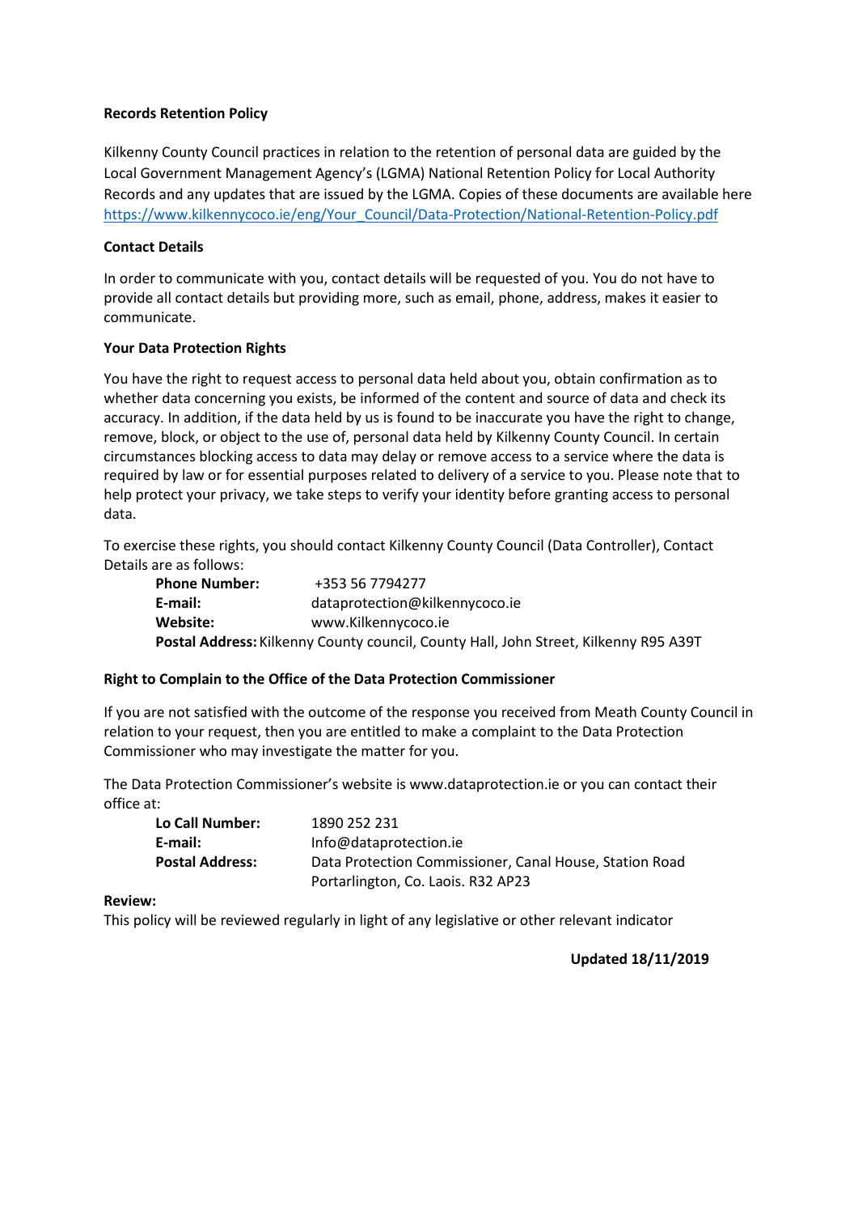**Records Retention Policy**

Kilkenny County Council practices in relation to the retention of personal data are guided by the Local Government Management Agency's (LGMA) National Retention Policy for Local Authority Records and any updates that are issued by the LGMA. Copies of these documents are available here https://www.kilkennycoco.ie/eng/Your_Council/Data-Protection/National-Retention-Policy.pdf

**Contact Details**

In order to communicate with you, contact details will be requested of you. You do not have to provide all contact details but providing more, such as email, phone, address, makes it easier to communicate.

**Your Data Protection Rights**

You have the right to request access to personal data held about you, obtain confirmation as to whether data concerning you exists, be informed of the content and source of data and check its accuracy. In addition, if the data held by us is found to be inaccurate you have the right to change, remove, block, or object to the use of, personal data held by Kilkenny County Council. In certain circumstances blocking access to data may delay or remove access to a service where the data is required by law or for essential purposes related to delivery of a service to you. Please note that to help protect your privacy, we take steps to verify your identity before granting access to personal data.

To exercise these rights, you should contact Kilkenny County Council (Data Controller), Contact Details are as follows:

**Phone Number:** +353 56 7794277
**E-mail:** dataprotection@kilkennycoco.ie
**Website:** www.Kilkennycoco.ie
**Postal Address:** Kilkenny County council, County Hall, John Street, Kilkenny R95 A39T

**Right to Complain to the Office of the Data Protection Commissioner**

If you are not satisfied with the outcome of the response you received from Meath County Council in relation to your request, then you are entitled to make a complaint to the Data Protection Commissioner who may investigate the matter for you.

The Data Protection Commissioner's website is www.dataprotection.ie or you can contact their office at:

**Lo Call Number:** 1890 252 231
**E-mail:** Info@dataprotection.ie
**Postal Address:** Data Protection Commissioner, Canal House, Station Road Portarlington, Co. Laois. R32 AP23

**Review:**
This policy will be reviewed regularly in light of any legislative or other relevant indicator

**Updated 18/11/2019**